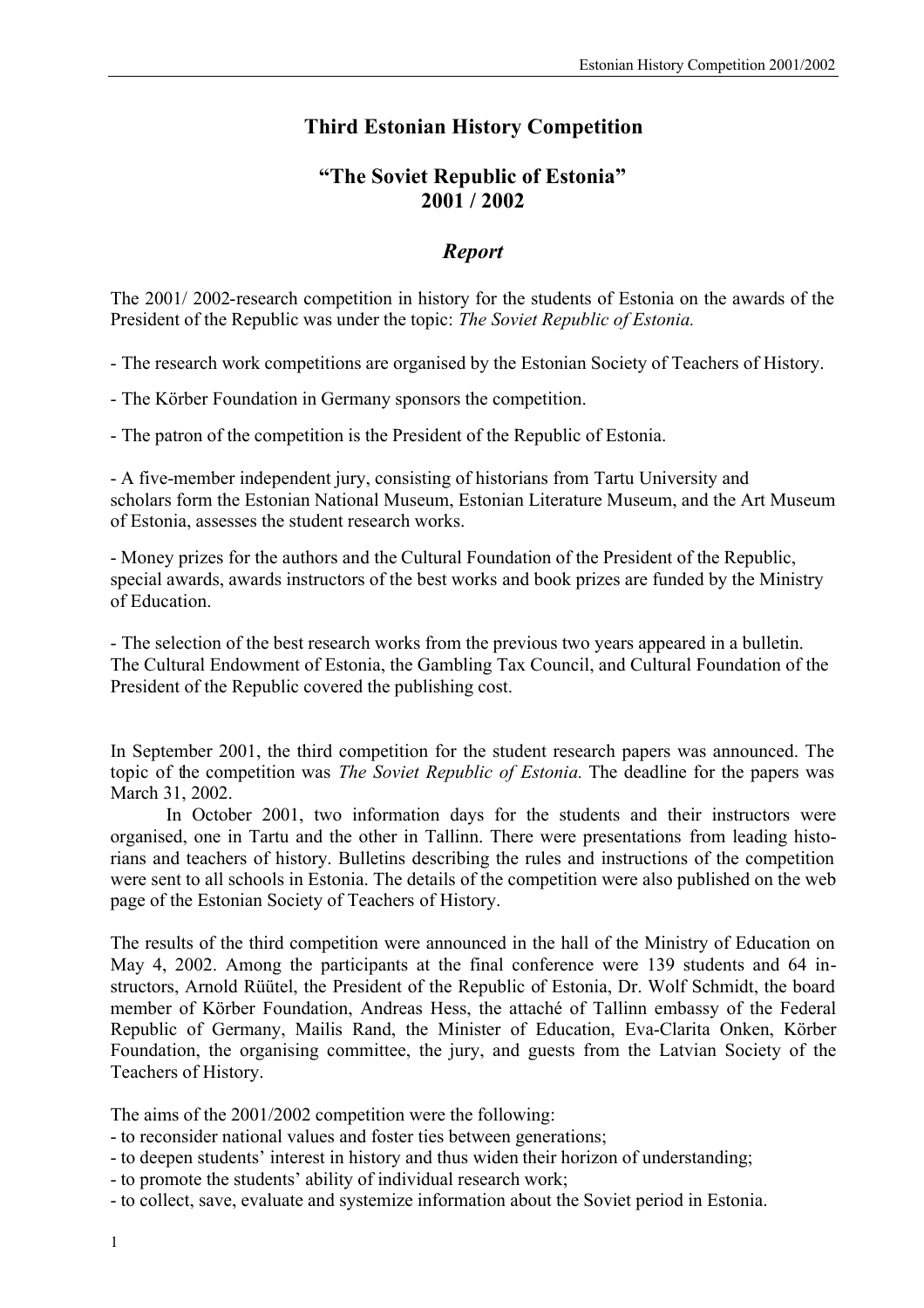# Third Estonian History Competition

## "The Soviet Republic of Estonia" 2001 / 2002

### *Report*

The 2001/ 2002-research competition in history for the students of Estonia on the awards of the President of the Republic was under the topic: *The Soviet Republic of Estonia.*

- The research work competitions are organised by the Estonian Society of Teachers of History.

- The Körber Foundation in Germany sponsors the competition.

- The patron of the competition is the President of the Republic of Estonia.

- A five-member independent jury, consisting of historians from Tartu University and scholars form the Estonian National Museum, Estonian Literature Museum, and the Art Museum of Estonia, assesses the student research works.

- Money prizes for the authors and the Cultural Foundation of the President of the Republic, special awards, awards instructors of the best works and book prizes are funded by the Ministry of Education.

- The selection of the best research works from the previous two years appeared in a bulletin. The Cultural Endowment of Estonia, the Gambling Tax Council, and Cultural Foundation of the President of the Republic covered the publishing cost.

In September 2001, the third competition for the student research papers was announced. The topic of the competition was *The Soviet Republic of Estonia.* The deadline for the papers was March 31, 2002.

In October 2001, two information days for the students and their instructors were organised, one in Tartu and the other in Tallinn. There were presentations from leading historians and teachers of history. Bulletins describing the rules and instructions of the competition were sent to all schools in Estonia. The details of the competition were also published on the web page of the Estonian Society of Teachers of History.

The results of the third competition were announced in the hall of the Ministry of Education on May 4, 2002. Among the participants at the final conference were 139 students and 64 instructors, Arnold Rüütel, the President of the Republic of Estonia, Dr. Wolf Schmidt, the board member of Körber Foundation, Andreas Hess, the attaché of Tallinn embassy of the Federal Republic of Germany, Mailis Rand, the Minister of Education, Eva-Clarita Onken, Körber Foundation, the organising committee, the jury, and guests from the Latvian Society of the Teachers of History.

The aims of the 2001/2002 competition were the following:

- to reconsider national values and foster ties between generations;
- to deepen students' interest in history and thus widen their horizon of understanding;
- to promote the students' ability of individual research work;
- to collect, save, evaluate and systemize information about the Soviet period in Estonia.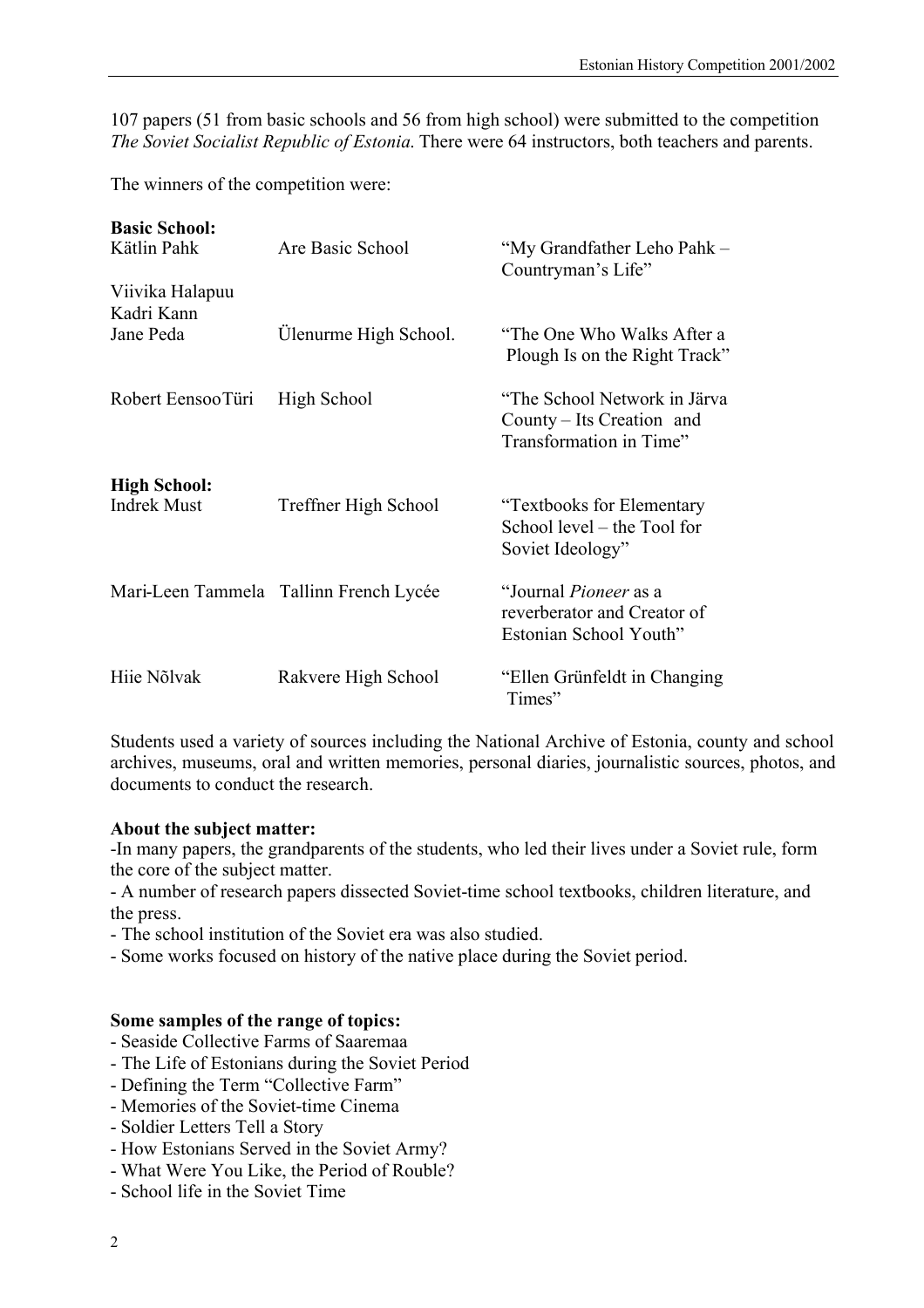107 papers (51 from basic schools and 56 from high school) were submitted to the competition *The Soviet Socialist Republic of Estonia.* There were 64 instructors, both teachers and parents.

The winners of the competition were:

| | | |
|---|---|---|
| **Basic School:** | | |
| Kätlin Pahk | Are Basic School | "My Grandfather Leho Pahk – Countryman's Life" |
| Viivika Halapuu<br>Kadri Kann<br>Jane Peda | Ülenurme High School. | "The One Who Walks After a Plough Is on the Right Track" |
| Robert EensooTüri | High School | "The School Network in Järva County – Its Creation and Transformation in Time" |
| **High School:** | | |
| Indrek Must | Treffner High School | "Textbooks for Elementary School level – the Tool for Soviet Ideology" |
| Mari-Leen Tammela | Tallinn French Lycée | "Journal *Pioneer* as a reverberator and Creator of Estonian School Youth" |
| Hiie Nõlvak | Rakvere High School | "Ellen Grünfeldt in Changing Times" |

Students used a variety of sources including the National Archive of Estonia, county and school archives, museums, oral and written memories, personal diaries, journalistic sources, photos, and documents to conduct the research.

**About the subject matter:**

- In many papers, the grandparents of the students, who led their lives under a Soviet rule, form the core of the subject matter.
- A number of research papers dissected Soviet-time school textbooks, children literature, and the press.
- The school institution of the Soviet era was also studied.
- Some works focused on history of the native place during the Soviet period.

**Some samples of the range of topics:**

- Seaside Collective Farms of Saaremaa
- The Life of Estonians during the Soviet Period
- Defining the Term "Collective Farm"
- Memories of the Soviet-time Cinema
- Soldier Letters Tell a Story
- How Estonians Served in the Soviet Army?
- What Were You Like, the Period of Rouble?
- School life in the Soviet Time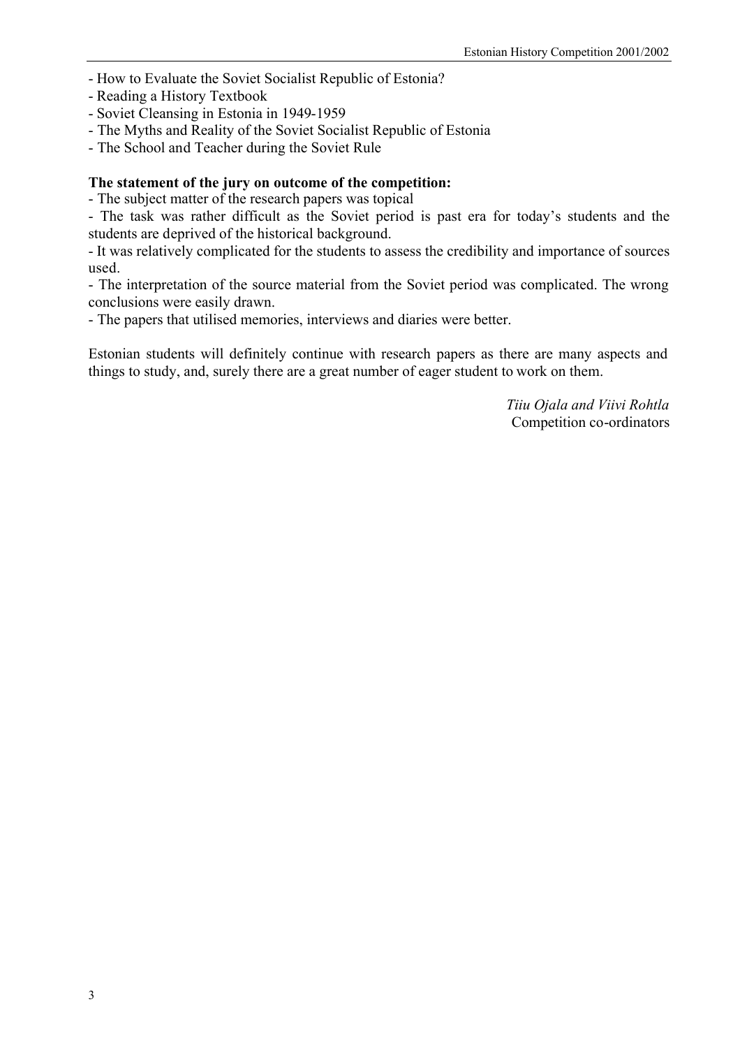- How to Evaluate the Soviet Socialist Republic of Estonia?
- Reading a History Textbook
- Soviet Cleansing in Estonia in 1949-1959
- The Myths and Reality of the Soviet Socialist Republic of Estonia
- The School and Teacher during the Soviet Rule

**The statement of the jury on outcome of the competition:**

- The subject matter of the research papers was topical
- The task was rather difficult as the Soviet period is past era for today's students and the students are deprived of the historical background.
- It was relatively complicated for the students to assess the credibility and importance of sources used.
- The interpretation of the source material from the Soviet period was complicated. The wrong conclusions were easily drawn.
- The papers that utilised memories, interviews and diaries were better.

Estonian students will definitely continue with research papers as there are many aspects and things to study, and, surely there are a great number of eager student to work on them.

*Tiiu Ojala and Viivi Rohtla*
Competition co-ordinators